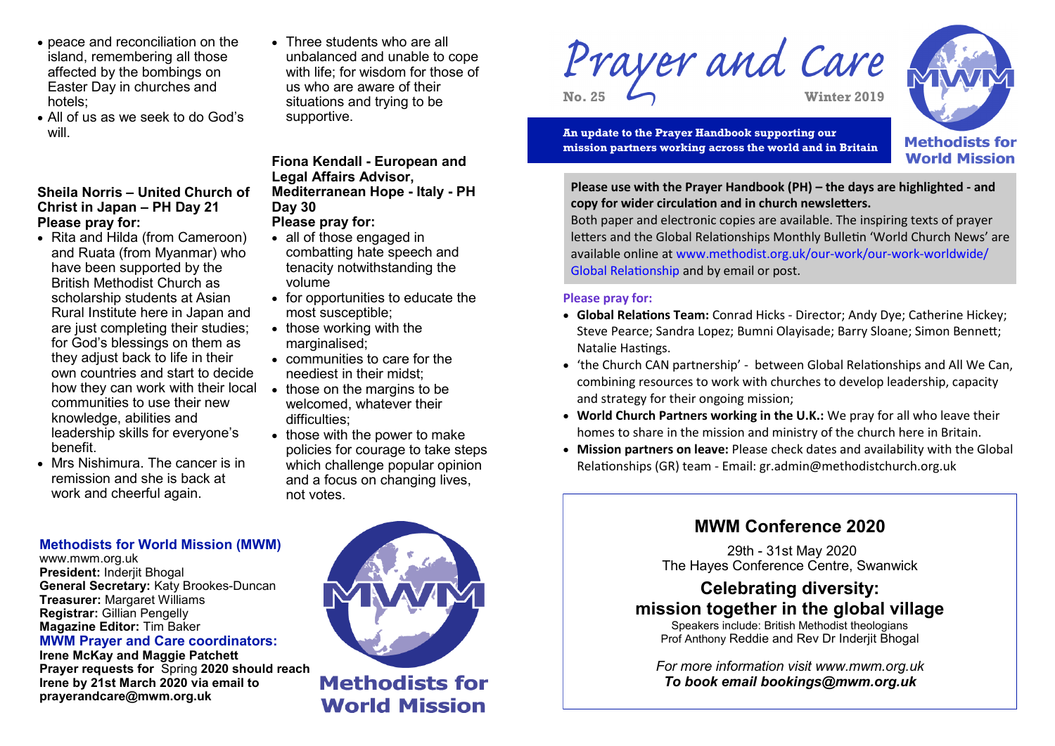- peace and reconciliation on the island, remembering all those affected by the bombings on Easter Day in churches and hotels;
- All of us as we seek to do God's will.

**Sheila Norris – United Church of Christ in Japan – PH Day 21**
**Please pray for:**

- Rita and Hilda (from Cameroon) and Ruata (from Myanmar) who have been supported by the British Methodist Church as scholarship students at Asian Rural Institute here in Japan and are just completing their studies; for God's blessings on them as they adjust back to life in their own countries and start to decide how they can work with their local communities to use their new knowledge, abilities and leadership skills for everyone's benefit.
- Mrs Nishimura. The cancer is in remission and she is back at work and cheerful again.
- Three students who are all unbalanced and unable to cope with life; for wisdom for those of us who are aware of their situations and trying to be supportive.

**Fiona Kendall - European and Legal Affairs Advisor, Mediterranean Hope - Italy - PH Day 30**
**Please pray for:**

- all of those engaged in combatting hate speech and tenacity notwithstanding the volume
- for opportunities to educate the most susceptible;
- those working with the marginalised;
- communities to care for the neediest in their midst;
- those on the margins to be welcomed, whatever their difficulties;
- those with the power to make policies for courage to take steps which challenge popular opinion and a focus on changing lives, not votes.

### Methodists for World Mission (MWM)

www.mwm.org.uk
**President:** Inderjit Bhogal
**General Secretary:** Katy Brookes-Duncan
**Treasurer:** Margaret Williams
**Registrar:** Gillian Pengelly
**Magazine Editor:** Tim Baker

### MWM Prayer and Care coordinators:

**Irene McKay and Maggie Patchett**
**Prayer requests for** Spring **2020 should reach Irene by 21st March 2020 via email to prayerandcare@mwm.org.uk**

Methodists for World Mission

# Prayer and Care

**No. 25** **Winter 2019**

**An update to the Prayer Handbook supporting our mission partners working across the world and in Britain**

Methodists for World Mission

**Please use with the Prayer Handbook (PH) – the days are highlighted - and copy for wider circulation and in church newsletters.**
Both paper and electronic copies are available. The inspiring texts of prayer letters and the Global Relationships Monthly Bulletin 'World Church News' are available online at www.methodist.org.uk/our-work/our-work-worldwide/Global Relationship and by email or post.

**Please pray for:**

- **Global Relations Team:** Conrad Hicks - Director; Andy Dye; Catherine Hickey; Steve Pearce; Sandra Lopez; Bumni Olayisade; Barry Sloane; Simon Bennett; Natalie Hastings.
- 'the Church CAN partnership' - between Global Relationships and All We Can, combining resources to work with churches to develop leadership, capacity and strategy for their ongoing mission;
- **World Church Partners working in the U.K.:** We pray for all who leave their homes to share in the mission and ministry of the church here in Britain.
- **Mission partners on leave:** Please check dates and availability with the Global Relationships (GR) team - Email: gr.admin@methodistchurch.org.uk

## MWM Conference 2020

29th - 31st May 2020
The Hayes Conference Centre, Swanwick

## Celebrating diversity: mission together in the global village

Speakers include: British Methodist theologians
Prof Anthony Reddie and Rev Dr Inderjit Bhogal

*For more information visit www.mwm.org.uk*
***To book email bookings@mwm.org.uk***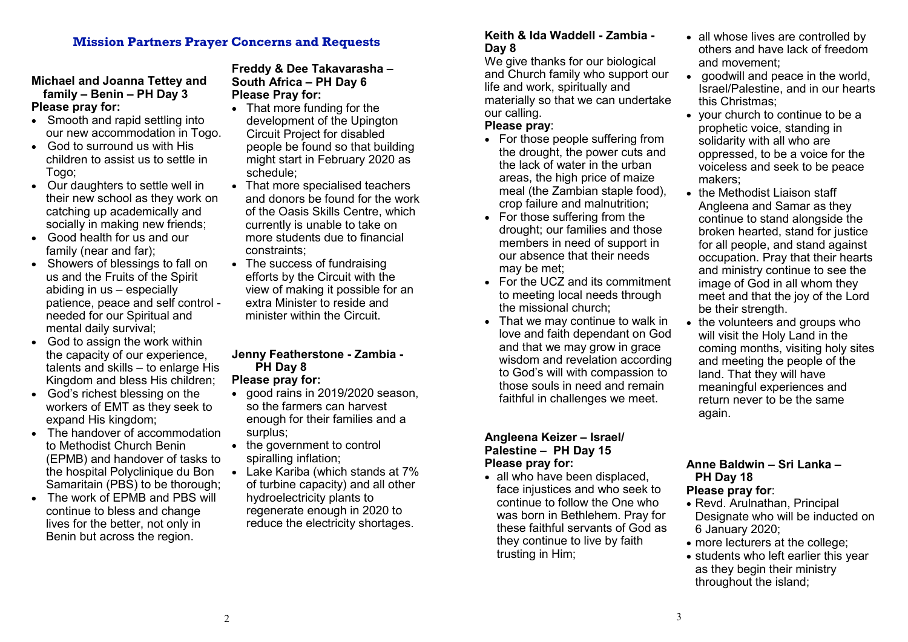## Mission Partners Prayer Concerns and Requests

### Michael and Joanna Tettey and family – Benin – PH Day 3

**Please pray for:**

- Smooth and rapid settling into our new accommodation in Togo.
- God to surround us with His children to assist us to settle in Togo;
- Our daughters to settle well in their new school as they work on catching up academically and socially in making new friends;
- Good health for us and our family (near and far);
- Showers of blessings to fall on us and the Fruits of the Spirit abiding in us – especially patience, peace and self control - needed for our Spiritual and mental daily survival;
- God to assign the work within the capacity of our experience, talents and skills – to enlarge His Kingdom and bless His children;
- God's richest blessing on the workers of EMT as they seek to expand His kingdom;
- The handover of accommodation to Methodist Church Benin (EPMB) and handover of tasks to the hospital Polyclinique du Bon Samaritain (PBS) to be thorough;
- The work of EPMB and PBS will continue to bless and change lives for the better, not only in Benin but across the region.

### Freddy & Dee Takavarasha – South Africa – PH Day 6

**Please Pray for:**

- That more funding for the development of the Upington Circuit Project for disabled people be found so that building might start in February 2020 as schedule;
- That more specialised teachers and donors be found for the work of the Oasis Skills Centre, which currently is unable to take on more students due to financial constraints;
- The success of fundraising efforts by the Circuit with the view of making it possible for an extra Minister to reside and minister within the Circuit.

### Jenny Featherstone - Zambia - PH Day 8

**Please pray for:**

- good rains in 2019/2020 season, so the farmers can harvest enough for their families and a surplus;
- the government to control spiralling inflation;
- Lake Kariba (which stands at 7% of turbine capacity) and all other hydroelectricity plants to regenerate enough in 2020 to reduce the electricity shortages.

### Keith & Ida Waddell - Zambia - Day 8

We give thanks for our biological and Church family who support our life and work, spiritually and materially so that we can undertake our calling.

**Please pray**:

- For those people suffering from the drought, the power cuts and the lack of water in the urban areas, the high price of maize meal (the Zambian staple food), crop failure and malnutrition;
- For those suffering from the drought; our families and those members in need of support in our absence that their needs may be met;
- For the UCZ and its commitment to meeting local needs through the missional church;
- That we may continue to walk in love and faith dependant on God and that we may grow in grace wisdom and revelation according to God's will with compassion to those souls in need and remain faithful in challenges we meet.

### Angleena Keizer – Israel/ Palestine – PH Day 15

**Please pray for:**

- all who have been displaced, face injustices and who seek to continue to follow the One who was born in Bethlehem. Pray for these faithful servants of God as they continue to live by faith trusting in Him;
- all whose lives are controlled by others and have lack of freedom and movement;
- goodwill and peace in the world, Israel/Palestine, and in our hearts this Christmas;
- your church to continue to be a prophetic voice, standing in solidarity with all who are oppressed, to be a voice for the voiceless and seek to be peace makers;
- the Methodist Liaison staff Angleena and Samar as they continue to stand alongside the broken hearted, stand for justice for all people, and stand against occupation. Pray that their hearts and ministry continue to see the image of God in all whom they meet and that the joy of the Lord be their strength.
- the volunteers and groups who will visit the Holy Land in the coming months, visiting holy sites and meeting the people of the land. That they will have meaningful experiences and return never to be the same again.

### Anne Baldwin – Sri Lanka – PH Day 18

**Please pray for**:

- Revd. Arulnathan, Principal Designate who will be inducted on 6 January 2020;
- more lecturers at the college;
- students who left earlier this year as they begin their ministry throughout the island;